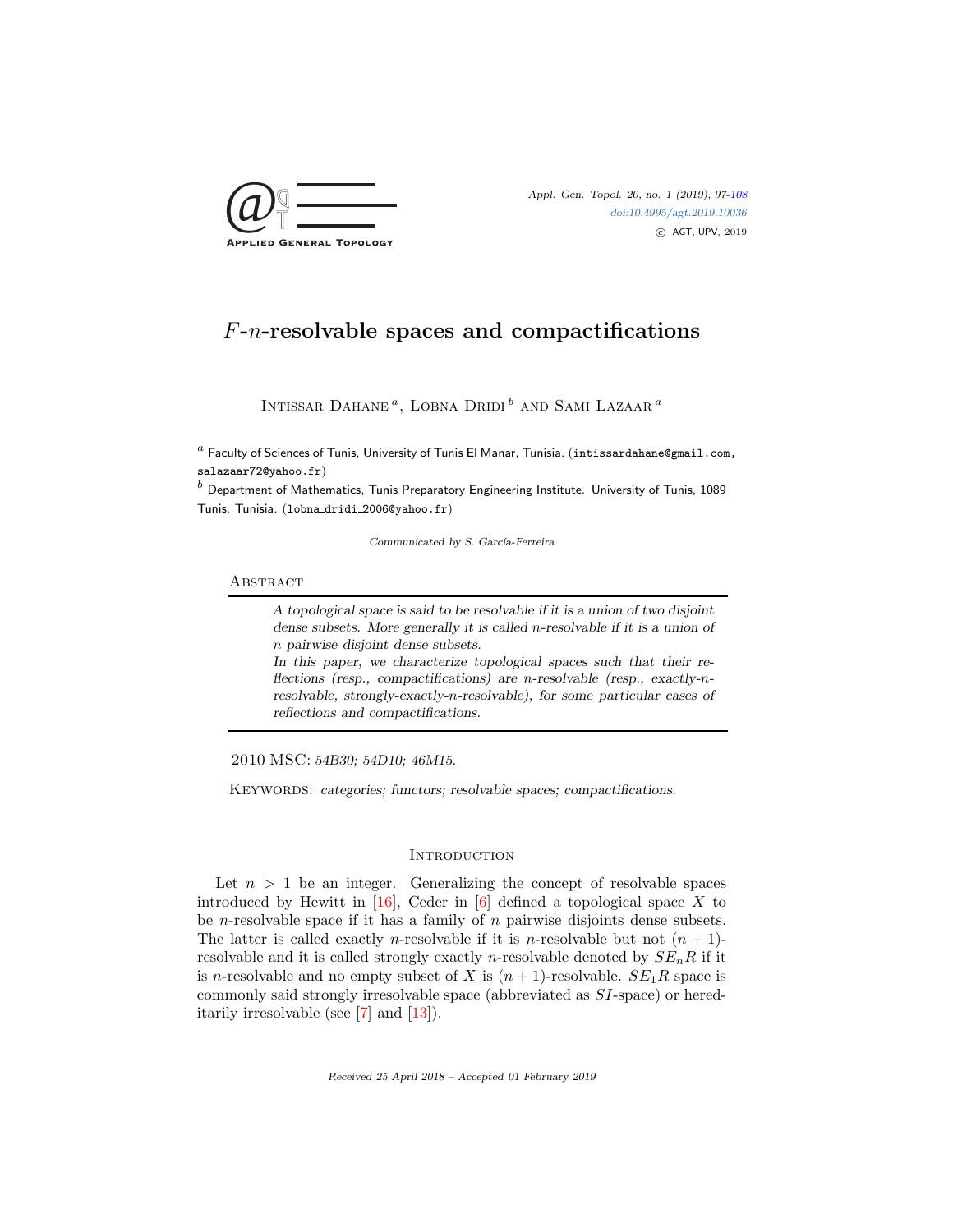# $F$-$n$-resolvable spaces and compactifications

Intissar Dahane [a], Lobna Dridi [b] and Sami Lazaar [a]

[a] Faculty of Sciences of Tunis, University of Tunis El Manar, Tunisia. (intissardahane@gmail.com, salazaar72@yahoo.fr)

[b] Department of Mathematics, Tunis Preparatory Engineering Institute. University of Tunis, 1089 Tunis, Tunisia. (lobna_dridi_2006@yahoo.fr)

*Communicated by S. García-Ferreira*

## Abstract

*A topological space is said to be resolvable if it is a union of two disjoint dense subsets. More generally it is called $n$-resolvable if it is a union of $n$ pairwise disjoint dense subsets.*

*In this paper, we characterize topological spaces such that their reflections (resp., compactifications) are $n$-resolvable (resp., exactly-$n$-resolvable, strongly-exactly-$n$-resolvable), for some particular cases of reflections and compactifications.*

2010 MSC: *54B30; 54D10; 46M15.*

Keywords: *categories; functors; resolvable spaces; compactifications.*

## Introduction

Let $n > 1$ be an integer. Generalizing the concept of resolvable spaces introduced by Hewitt in [16], Ceder in [6] defined a topological space $X$ to be $n$-resolvable space if it has a family of $n$ pairwise disjoints dense subsets. The latter is called exactly $n$-resolvable if it is $n$-resolvable but not $(n+1)$-resolvable and it is called strongly exactly $n$-resolvable denoted by $SE_nR$ if it is $n$-resolvable and no empty subset of $X$ is $(n+1)$-resolvable. $SE_1R$ space is commonly said strongly irresolvable space (abbreviated as $SI$-space) or hereditarily irresolvable (see [7] and [13]).

Received 25 April 2018 – Accepted 01 February 2019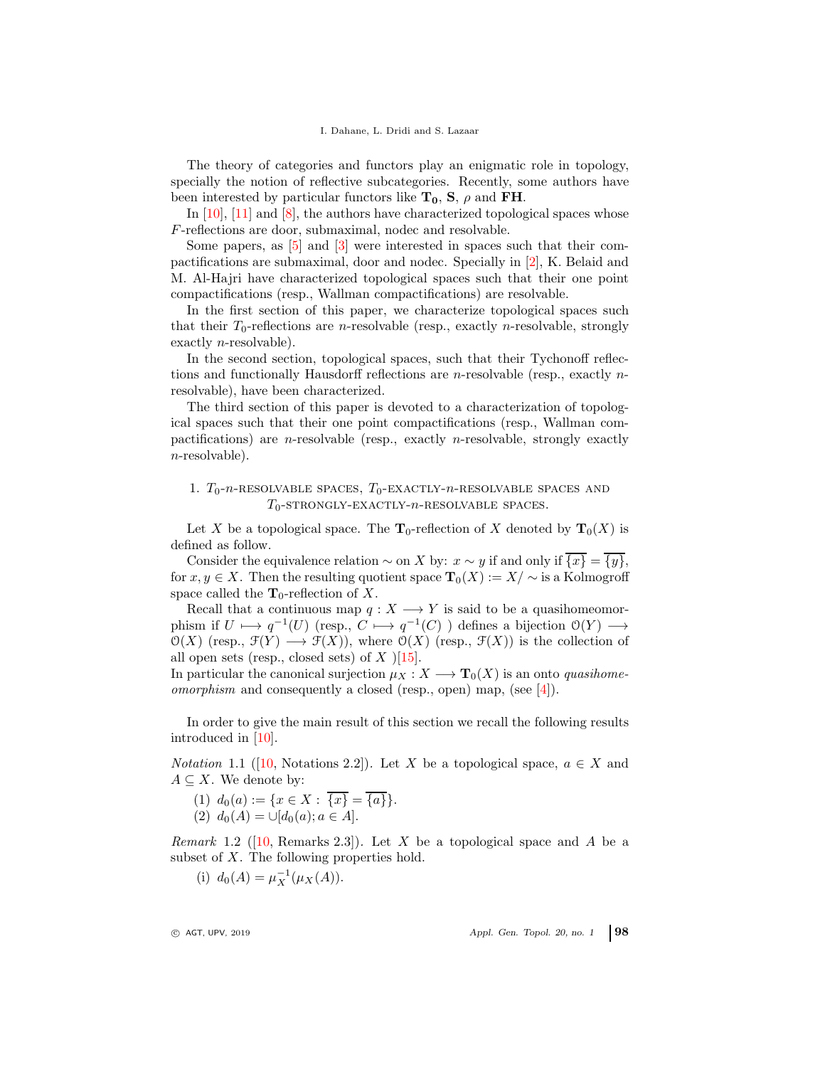The theory of categories and functors play an enigmatic role in topology, specially the notion of reflective subcategories. Recently, some authors have been interested by particular functors like $\mathbf{T_0}$, $\mathbf{S}$, $\rho$ and $\mathbf{FH}$.

In [10], [11] and [8], the authors have characterized topological spaces whose $F$-reflections are door, submaximal, nodec and resolvable.

Some papers, as [5] and [3] were interested in spaces such that their compactifications are submaximal, door and nodec. Specially in [2], K. Belaid and M. Al-Hajri have characterized topological spaces such that their one point compactifications (resp., Wallman compactifications) are resolvable.

In the first section of this paper, we characterize topological spaces such that their $T_0$-reflections are $n$-resolvable (resp., exactly $n$-resolvable, strongly exactly $n$-resolvable).

In the second section, topological spaces, such that their Tychonoff reflections and functionally Hausdorff reflections are $n$-resolvable (resp., exactly $n$-resolvable), have been characterized.

The third section of this paper is devoted to a characterization of topological spaces such that their one point compactifications (resp., Wallman compactifications) are $n$-resolvable (resp., exactly $n$-resolvable, strongly exactly $n$-resolvable).

## 1. $T_0$-$n$-resolvable spaces, $T_0$-exactly-$n$-resolvable spaces and $T_0$-strongly-exactly-$n$-resolvable spaces.

Let $X$ be a topological space. The $\mathbf{T}_0$-reflection of $X$ denoted by $\mathbf{T}_0(X)$ is defined as follow.

Consider the equivalence relation $\sim$ on $X$ by: $x \sim y$ if and only if $\overline{\{x\}} = \overline{\{y\}}$, for $x, y \in X$. Then the resulting quotient space $\mathbf{T}_0(X) := X/\sim$ is a Kolmogroff space called the $\mathbf{T}_0$-reflection of $X$.

Recall that a continuous map $q : X \longrightarrow Y$ is said to be a quasihomeomorphism if $U \longmapsto q^{-1}(U)$ (resp., $C \longmapsto q^{-1}(C)$ ) defines a bijection $\mathcal{O}(Y) \longrightarrow \mathcal{O}(X)$ (resp., $\mathcal{F}(Y) \longrightarrow \mathcal{F}(X)$), where $\mathcal{O}(X)$ (resp., $\mathcal{F}(X)$) is the collection of all open sets (resp., closed sets) of $X$ )[15].
In particular the canonical surjection $\mu_X : X \longrightarrow \mathbf{T}_0(X)$ is an onto *quasihomeomorphism* and consequently a closed (resp., open) map, (see [4]).

In order to give the main result of this section we recall the following results introduced in [10].

*Notation* 1.1 ([10, Notations 2.2]). Let $X$ be a topological space, $a \in X$ and $A \subseteq X$. We denote by:

(1) $d_0(a) := \{x \in X : \overline{\{x\}} = \overline{\{a\}}\}$.
(2) $d_0(A) = \cup[d_0(a); a \in A]$.

*Remark* 1.2 ([10, Remarks 2.3]). Let $X$ be a topological space and $A$ be a subset of $X$. The following properties hold.

(i) $d_0(A) = \mu_X^{-1}(\mu_X(A))$.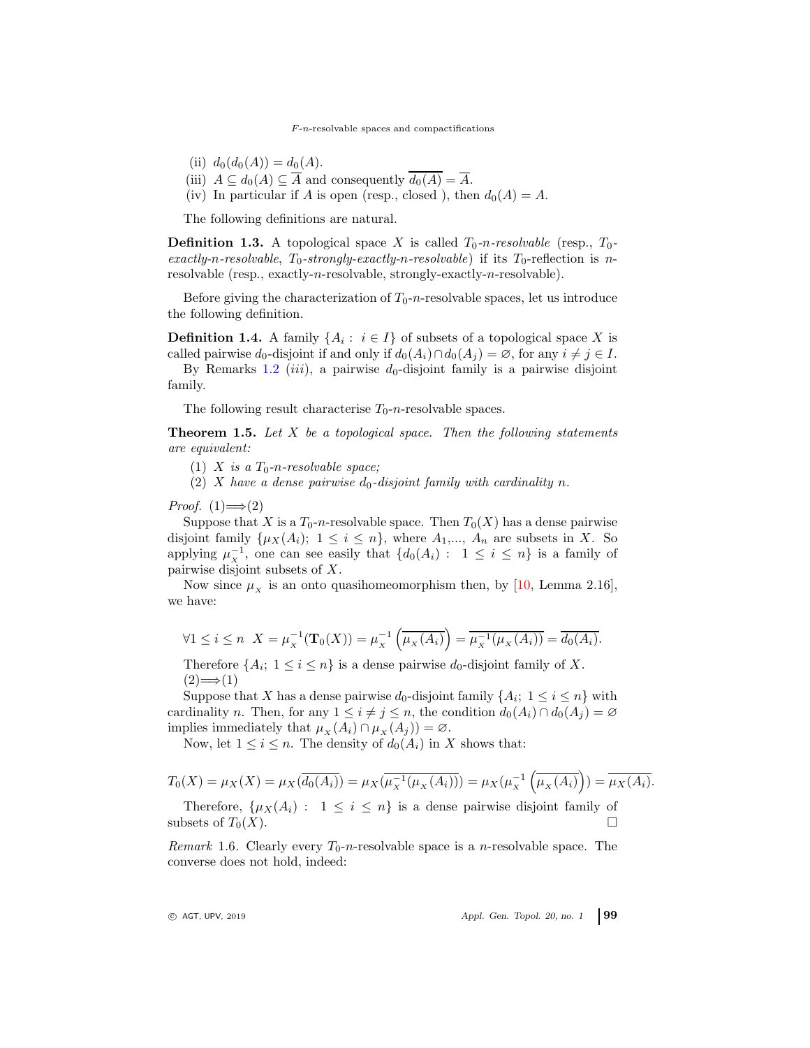(ii) $d_0(d_0(A)) = d_0(A)$.

(iii) $A \subseteq d_0(A) \subseteq \overline{A}$ and consequently $\overline{d_0(A)} = \overline{A}$.

(iv) In particular if $A$ is open (resp., closed ), then $d_0(A) = A$.

The following definitions are natural.

**Definition 1.3.** A topological space $X$ is called *$T_0$-$n$-resolvable* (resp., *$T_0$-exactly-$n$-resolvable*, *$T_0$-strongly-exactly-$n$-resolvable*) if its $T_0$-reflection is $n$-resolvable (resp., exactly-$n$-resolvable, strongly-exactly-$n$-resolvable).

Before giving the characterization of $T_0$-$n$-resolvable spaces, let us introduce the following definition.

**Definition 1.4.** A family $\{A_i :\ i \in I\}$ of subsets of a topological space $X$ is called pairwise $d_0$-disjoint if and only if $d_0(A_i) \cap d_0(A_j) = \varnothing$, for any $i \neq j \in I$.

By Remarks 1.2 $(iii)$, a pairwise $d_0$-disjoint family is a pairwise disjoint family.

The following result characterise $T_0$-$n$-resolvable spaces.

**Theorem 1.5.** *Let $X$ be a topological space. Then the following statements are equivalent:*

(1) *$X$ is a $T_0$-$n$-resolvable space;*

(2) *$X$ have a dense pairwise $d_0$-disjoint family with cardinality $n$.*

*Proof.* (1)$\Longrightarrow$(2)

Suppose that $X$ is a $T_0$-$n$-resolvable space. Then $T_0(X)$ has a dense pairwise disjoint family $\{\mu_X(A_i);\ 1 \leq i \leq n\}$, where $A_1$,..., $A_n$ are subsets in $X$. So applying $\mu_X^{-1}$, one can see easily that $\{d_0(A_i) :\ 1 \leq i \leq n\}$ is a family of pairwise disjoint subsets of $X$.

Now since $\mu_X$ is an onto quasihomeomorphism then, by [10, Lemma 2.16], we have:

$$\forall 1 \leq i \leq n \ \ X = \mu_X^{-1}(\mathbf{T}_0(X)) = \mu_X^{-1}\left(\overline{\mu_X(A_i)}\right) = \overline{\mu_X^{-1}(\mu_X(A_i))} = \overline{d_0(A_i)}.$$

Therefore $\{A_i;\ 1 \leq i \leq n\}$ is a dense pairwise $d_0$-disjoint family of $X$.

(2)$\Longrightarrow$(1)

Suppose that $X$ has a dense pairwise $d_0$-disjoint family $\{A_i;\ 1 \leq i \leq n\}$ with cardinality $n$. Then, for any $1 \leq i \neq j \leq n$, the condition $d_0(A_i) \cap d_0(A_j) = \varnothing$ implies immediately that $\mu_X(A_i) \cap \mu_X(A_j)) = \varnothing$.

Now, let $1 \leq i \leq n$. The density of $d_0(A_i)$ in $X$ shows that:

$$T_0(X) = \mu_X(X) = \mu_X(\overline{d_0(A_i)}) = \mu_X(\overline{\mu_X^{-1}(\mu_X(A_i))}) = \mu_X(\mu_X^{-1}\left(\overline{\mu_X(A_i)}\right)) = \overline{\mu_X(A_i)}.$$

Therefore, $\{\mu_X(A_i) :\ 1 \leq i \leq n\}$ is a dense pairwise disjoint family of subsets of $T_0(X)$. $\square$

*Remark* 1.6. Clearly every $T_0$-$n$-resolvable space is a $n$-resolvable space. The converse does not hold, indeed: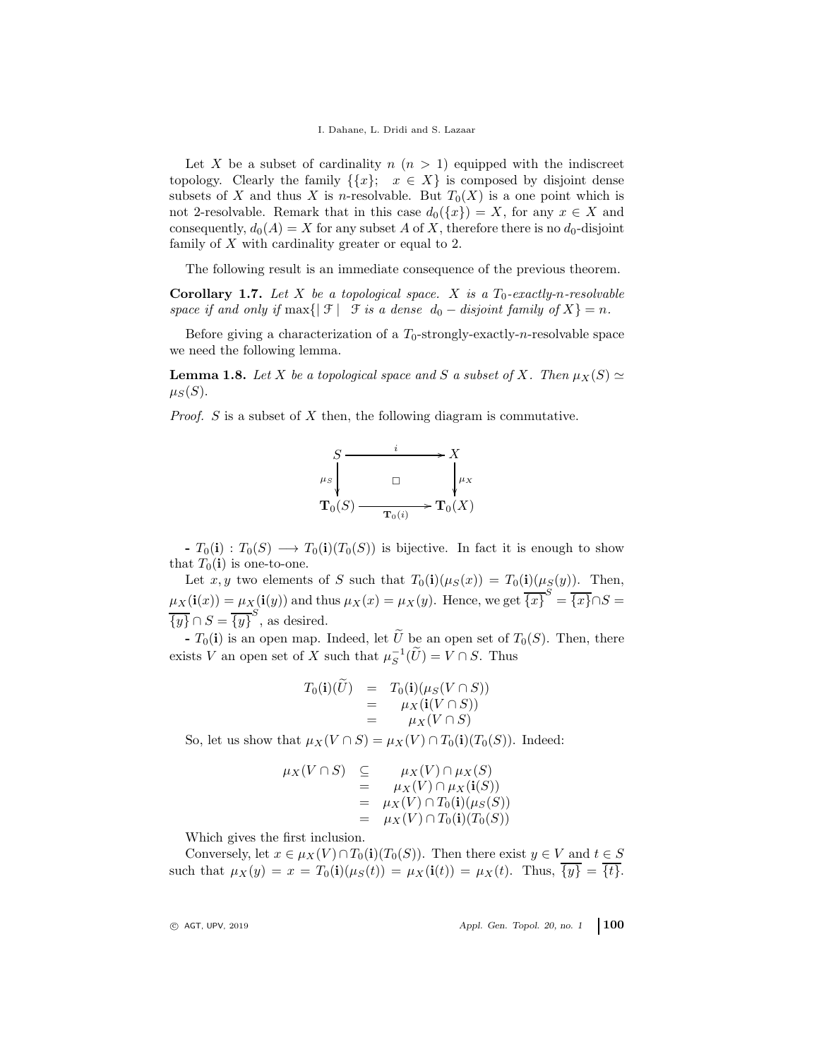Let $X$ be a subset of cardinality $n$ ($n > 1$) equipped with the indiscreet topology. Clearly the family $\{\{x\};\ \ x \in X\}$ is composed by disjoint dense subsets of $X$ and thus $X$ is $n$-resolvable. But $T_0(X)$ is a one point which is not 2-resolvable. Remark that in this case $d_0(\{x\}) = X$, for any $x \in X$ and consequently, $d_0(A) = X$ for any subset $A$ of $X$, therefore there is no $d_0$-disjoint family of $X$ with cardinality greater or equal to 2.

The following result is an immediate consequence of the previous theorem.

**Corollary 1.7.** *Let $X$ be a topological space. $X$ is a $T_0$-exactly-$n$-resolvable space if and only if* $\max\{|\mathcal{F}| \ \ \mathcal{F} \text{ is a dense } d_0-\text{disjoint family of } X\} = n$.

Before giving a characterization of a $T_0$-strongly-exactly-$n$-resolvable space we need the following lemma.

**Lemma 1.8.** *Let $X$ be a topological space and $S$ a subset of $X$. Then $\mu_X(S) \simeq \mu_S(S)$.*

*Proof.* $S$ is a subset of $X$ then, the following diagram is commutative.

$$\begin{array}{ccc} S & \xrightarrow{\quad i \quad} & X \\ \mu_S \downarrow & \square & \downarrow \mu_X \\ \mathbf{T}_0(S) & \xrightarrow[\mathbf{T}_0(i)]{} & \mathbf{T}_0(X) \end{array}$$

**-** $T_0(\mathbf{i}) : T_0(S) \longrightarrow T_0(\mathbf{i})(T_0(S))$ is bijective. In fact it is enough to show that $T_0(\mathbf{i})$ is one-to-one.

Let $x, y$ two elements of $S$ such that $T_0(\mathbf{i})(\mu_S(x)) = T_0(\mathbf{i})(\mu_S(y))$. Then, $\mu_X(\mathbf{i}(x)) = \mu_X(\mathbf{i}(y))$ and thus $\mu_X(x) = \mu_X(y)$. Hence, we get $\overline{\{x\}}^S = \overline{\{x\}} \cap S = \overline{\{y\}} \cap S = \overline{\{y\}}^S$, as desired.

**-** $T_0(\mathbf{i})$ is an open map. Indeed, let $\widetilde{U}$ be an open set of $T_0(S)$. Then, there exists $V$ an open set of $X$ such that $\mu_S^{-1}(\widetilde{U}) = V \cap S$. Thus

$$\begin{array}{rcl} T_0(\mathbf{i})(\widetilde{U}) & = & T_0(\mathbf{i})(\mu_S(V \cap S)) \\ & = & \mu_X(\mathbf{i}(V \cap S)) \\ & = & \mu_X(V \cap S) \end{array}$$

So, let us show that $\mu_X(V \cap S) = \mu_X(V) \cap T_0(\mathbf{i})(T_0(S))$. Indeed:

$$\begin{array}{rcl} \mu_X(V \cap S) & \subseteq & \mu_X(V) \cap \mu_X(S) \\ & = & \mu_X(V) \cap \mu_X(\mathbf{i}(S)) \\ & = & \mu_X(V) \cap T_0(\mathbf{i})(\mu_S(S)) \\ & = & \mu_X(V) \cap T_0(\mathbf{i})(T_0(S)) \end{array}$$

Which gives the first inclusion.

Conversely, let $x \in \mu_X(V) \cap T_0(\mathbf{i})(T_0(S))$. Then there exist $y \in V$ and $t \in S$ such that $\mu_X(y) = x = T_0(\mathbf{i})(\mu_S(t)) = \mu_X(\mathbf{i}(t)) = \mu_X(t)$. Thus, $\overline{\{y\}} = \overline{\{t\}}$.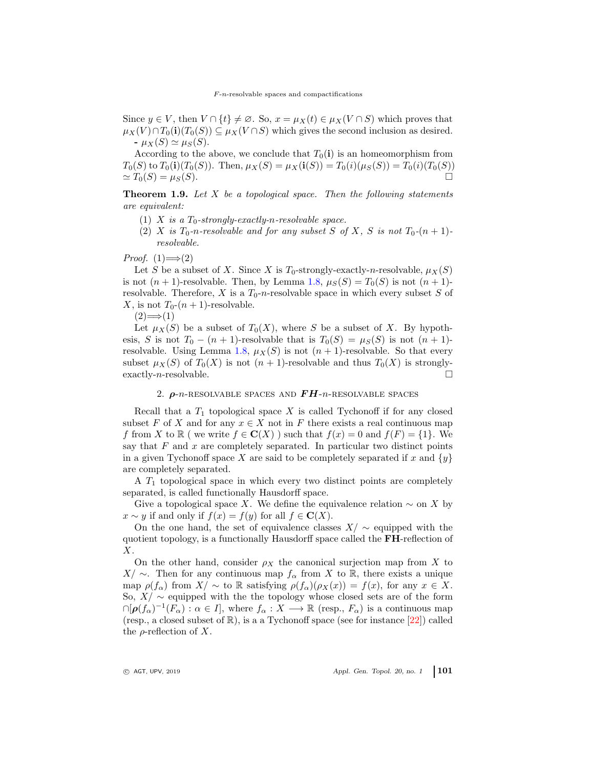Since $y \in V$, then $V \cap \{t\} \neq \varnothing$. So, $x = \mu_X(t) \in \mu_X(V \cap S)$ which proves that $\mu_X(V) \cap T_0(\mathbf{i})(T_0(S)) \subseteq \mu_X(V \cap S)$ which gives the second inclusion as desired.

**-** $\mu_X(S) \simeq \mu_S(S)$.

According to the above, we conclude that $T_0(\mathbf{i})$ is an homeomorphism from $T_0(S)$ to $T_0(\mathbf{i})(T_0(S))$. Then, $\mu_X(S) = \mu_X(\mathbf{i}(S)) = T_0(i)(\mu_S(S)) = T_0(i)(T_0(S))$ $\simeq T_0(S) = \mu_S(S)$. □

**Theorem 1.9.** *Let $X$ be a topological space. Then the following statements are equivalent:*

1. *$X$ is a $T_0$-strongly-exactly-$n$-resolvable space.*
2. *$X$ is $T_0$-$n$-resolvable and for any subset $S$ of $X$, $S$ is not $T_0$-$(n+1)$-resolvable.*

*Proof.* (1)$\Longrightarrow$(2)

Let $S$ be a subset of $X$. Since $X$ is $T_0$-strongly-exactly-$n$-resolvable, $\mu_X(S)$ is not $(n+1)$-resolvable. Then, by Lemma 1.8, $\mu_S(S) = T_0(S)$ is not $(n+1)$-resolvable. Therefore, $X$ is a $T_0$-$n$-resolvable space in which every subset $S$ of $X$, is not $T_0$-$(n+1)$-resolvable.

(2)$\Longrightarrow$(1)

Let $\mu_X(S)$ be a subset of $T_0(X)$, where $S$ be a subset of $X$. By hypothesis, $S$ is not $T_0 - (n+1)$-resolvable that is $T_0(S) = \mu_S(S)$ is not $(n+1)$-resolvable. Using Lemma 1.8, $\mu_X(S)$ is not $(n+1)$-resolvable. So that every subset $\mu_X(S)$ of $T_0(X)$ is not $(n+1)$-resolvable and thus $T_0(X)$ is strongly-exactly-$n$-resolvable. □

## 2. $\rho$-$n$-resolvable spaces and $\boldsymbol{FH}$-$n$-resolvable spaces

Recall that a $T_1$ topological space $X$ is called Tychonoff if for any closed subset $F$ of $X$ and for any $x \in X$ not in $F$ there exists a real continuous map $f$ from $X$ to $\mathbb{R}$ ( we write $f \in \mathbf{C}(X)$ ) such that $f(x) = 0$ and $f(F) = \{1\}$. We say that $F$ and $x$ are completely separated. In particular two distinct points in a given Tychonoff space $X$ are said to be completely separated if $x$ and $\{y\}$ are completely separated.

A $T_1$ topological space in which every two distinct points are completely separated, is called functionally Hausdorff space.

Give a topological space $X$. We define the equivalence relation $\sim$ on $X$ by $x \sim y$ if and only if $f(x) = f(y)$ for all $f \in \mathbf{C}(X)$.

On the one hand, the set of equivalence classes $X/\sim$ equipped with the quotient topology, is a functionally Hausdorff space called the **FH**-reflection of $X$.

On the other hand, consider $\rho_X$ the canonical surjection map from $X$ to $X/\sim$. Then for any continuous map $f_\alpha$ from $X$ to $\mathbb{R}$, there exists a unique map $\rho(f_\alpha)$ from $X/\sim$ to $\mathbb{R}$ satisfying $\rho(f_\alpha)(\rho_X(x)) = f(x)$, for any $x \in X$. So, $X/\sim$ equipped with the the topology whose closed sets are of the form $\cap[\boldsymbol{\rho}(f_\alpha)^{-1}(F_\alpha) : \alpha \in I]$, where $f_\alpha : X \longrightarrow \mathbb{R}$ (resp., $F_\alpha$) is a continuous map (resp., a closed subset of $\mathbb{R}$), is a a Tychonoff space (see for instance [22]) called the $\rho$-reflection of $X$.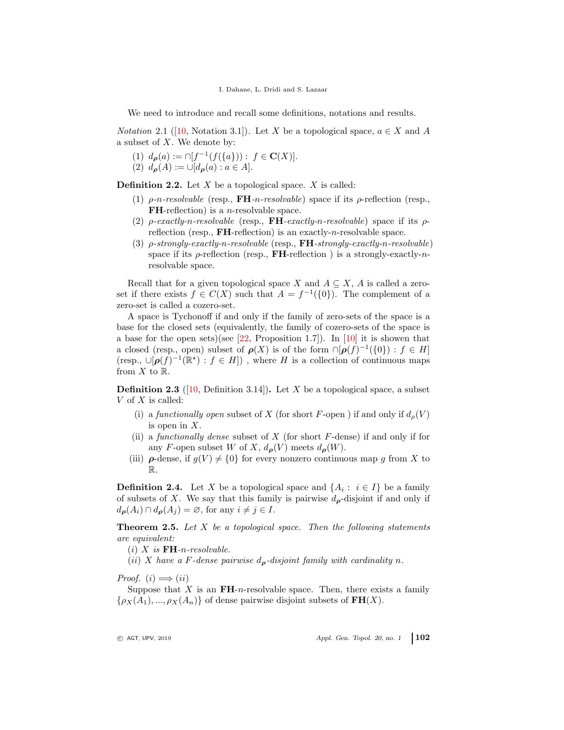We need to introduce and recall some definitions, notations and results.

*Notation* 2.1 ([10, Notation 3.1]). Let $X$ be a topological space, $a \in X$ and $A$ a subset of $X$. We denote by:

(1) $d_{\boldsymbol{\rho}}(a) := \cap[f^{-1}(f(\{a\})) : f \in \mathbf{C}(X)]$.
(2) $d_{\boldsymbol{\rho}}(A) := \cup[d_{\boldsymbol{\rho}}(a) : a \in A]$.

**Definition 2.2.** Let $X$ be a topological space. $X$ is called:

(1) *$\rho$-n-resolvable* (resp., **FH**-*n-resolvable*) space if its $\rho$-reflection (resp., **FH**-reflection) is a $n$-resolvable space.
(2) *$\rho$-exactly-n-resolvable* (resp., **FH**-*exactly-n-resolvable*) space if its $\rho$-reflection (resp., **FH**-reflection) is an exactly-$n$-resolvable space.
(3) *$\rho$-strongly-exactly-n-resolvable* (resp., **FH**-*strongly-exactly-n-resolvable*) space if its $\rho$-reflection (resp., **FH**-reflection ) is a strongly-exactly-$n$-resolvable space.

Recall that for a given topological space $X$ and $A \subseteq X$, $A$ is called a zero-set if there exists $f \in C(X)$ such that $A = f^{-1}(\{0\})$. The complement of a zero-set is called a cozero-set.

A space is Tychonoff if and only if the family of zero-sets of the space is a base for the closed sets (equivalently, the family of cozero-sets of the space is a base for the open sets)(see [22, Proposition 1.7]). In [10] it is showen that a closed (resp., open) subset of $\boldsymbol{\rho}(X)$ is of the form $\cap[\boldsymbol{\rho}(f)^{-1}(\{0\}) : f \in H]$ (resp., $\cup[\boldsymbol{\rho}(f)^{-1}(\mathbb{R}^{\star}) : f \in H]$) , where $H$ is a collection of continuous maps from $X$ to $\mathbb{R}$.

**Definition 2.3** ([10, Definition 3.14])**.** Let $X$ be a topological space, a subset $V$ of $X$ is called:

(i) a *functionally open* subset of $X$ (for short $F$-open ) if and only if $d_{\rho}(V)$ is open in $X$.
(ii) a *functionally dense* subset of $X$ (for short $F$-dense) if and only if for any $F$-open subset $W$ of $X$, $d_{\boldsymbol{\rho}}(V)$ meets $d_{\boldsymbol{\rho}}(W)$.
(iii) $\boldsymbol{\rho}$-dense, if $g(V) \neq \{0\}$ for every nonzero continuous map $g$ from $X$ to $\mathbb{R}$.

**Definition 2.4.** Let $X$ be a topological space and $\{A_i : i \in I\}$ be a family of subsets of $X$. We say that this family is pairwise $d_{\boldsymbol{\rho}}$-disjoint if and only if $d_{\boldsymbol{\rho}}(A_i) \cap d_{\boldsymbol{\rho}}(A_j) = \varnothing$, for any $i \neq j \in I$.

**Theorem 2.5.** *Let $X$ be a topological space. Then the following statements are equivalent:*

$(i)$ *$X$ is* **FH**-*n-resolvable.*
$(ii)$ *$X$ have a $F$-dense pairwise $d_{\boldsymbol{\rho}}$-disjoint family with cardinality $n$.*

*Proof.* $(i) \Longrightarrow (ii)$

Suppose that $X$ is an **FH**-$n$-resolvable space. Then, there exists a family $\{\rho_X(A_1), ..., \rho_X(A_n)\}$ of dense pairwise disjoint subsets of $\mathbf{FH}(X)$.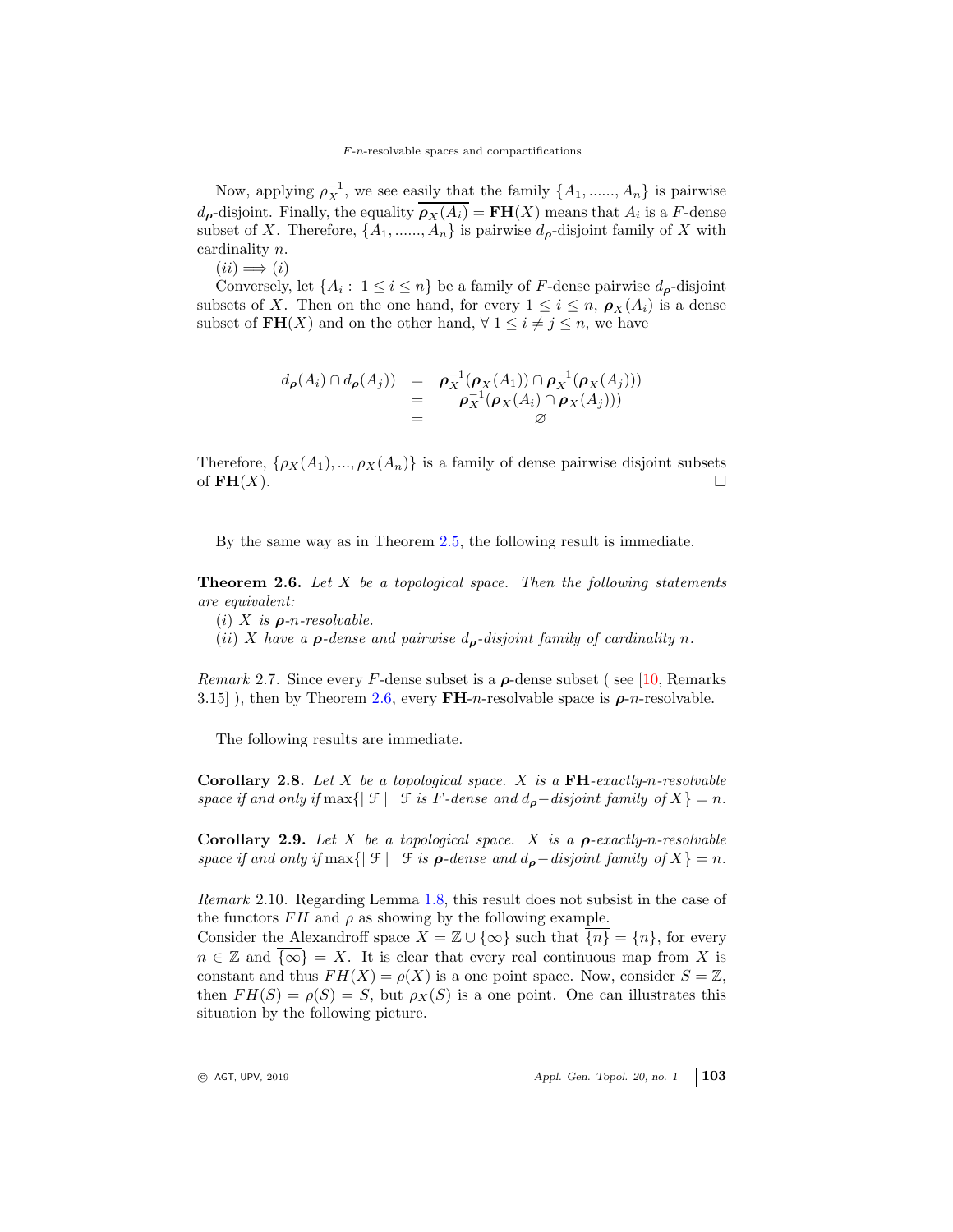Now, applying $\rho_X^{-1}$, we see easily that the family $\{A_1, ......, A_n\}$ is pairwise $d_{\boldsymbol{\rho}}$-disjoint. Finally, the equality $\overline{\boldsymbol{\rho}_X(A_i)} = \mathbf{FH}(X)$ means that $A_i$ is a $F$-dense subset of $X$. Therefore, $\{A_1, ......, A_n\}$ is pairwise $d_{\boldsymbol{\rho}}$-disjoint family of $X$ with cardinality $n$.

$(ii) \Longrightarrow (i)$

Conversely, let $\{A_i : 1 \leq i \leq n\}$ be a family of $F$-dense pairwise $d_{\boldsymbol{\rho}}$-disjoint subsets of $X$. Then on the one hand, for every $1 \leq i \leq n$, $\boldsymbol{\rho}_X(A_i)$ is a dense subset of $\mathbf{FH}(X)$ and on the other hand, $\forall\ 1 \leq i \neq j \leq n$, we have

$$\begin{array}{rcl} d_{\boldsymbol{\rho}}(A_i) \cap d_{\boldsymbol{\rho}}(A_j)) & = & \boldsymbol{\rho}_X^{-1}(\boldsymbol{\rho}_X(A_1)) \cap \boldsymbol{\rho}_X^{-1}(\boldsymbol{\rho}_X(A_j))) \\ & = & \boldsymbol{\rho}_X^{-1}(\boldsymbol{\rho}_X(A_i) \cap \boldsymbol{\rho}_X(A_j))) \\ & = & \varnothing \end{array}$$

Therefore, $\{\rho_X(A_1), ..., \rho_X(A_n)\}$ is a family of dense pairwise disjoint subsets of $\mathbf{FH}(X)$. $\square$

By the same way as in Theorem 2.5, the following result is immediate.

**Theorem 2.6.** *Let $X$ be a topological space. Then the following statements are equivalent:*

*$(i)$ $X$ is $\boldsymbol{\rho}$-$n$-resolvable.*

*$(ii)$ $X$ have a $\boldsymbol{\rho}$-dense and pairwise $d_{\boldsymbol{\rho}}$-disjoint family of cardinality $n$.*

*Remark* 2.7. Since every $F$-dense subset is a $\boldsymbol{\rho}$-dense subset ( see [10, Remarks 3.15] ), then by Theorem 2.6, every $\mathbf{FH}$-$n$-resolvable space is $\boldsymbol{\rho}$-$n$-resolvable.

The following results are immediate.

**Corollary 2.8.** *Let $X$ be a topological space. $X$ is a $\mathbf{FH}$-exactly-$n$-resolvable space if and only if* $\max\{|\ \mathcal{F}\ |\ \ \mathcal{F}$ *is $F$-dense and $d_{\boldsymbol{\rho}}-$disjoint family of $X\} = n$.*

**Corollary 2.9.** *Let $X$ be a topological space. $X$ is a $\boldsymbol{\rho}$-exactly-$n$-resolvable space if and only if* $\max\{|\ \mathcal{F}\ |\ \ \mathcal{F}$ *is $\boldsymbol{\rho}$-dense and $d_{\boldsymbol{\rho}}-$disjoint family of $X\} = n$.*

*Remark* 2.10. Regarding Lemma 1.8, this result does not subsist in the case of the functors $FH$ and $\rho$ as showing by the following example.
Consider the Alexandroff space $X = \mathbb{Z} \cup \{\infty\}$ such that $\overline{\{n\}} = \{n\}$, for every $n \in \mathbb{Z}$ and $\overline{\{\infty\}} = X$. It is clear that every real continuous map from $X$ is constant and thus $FH(X) = \rho(X)$ is a one point space. Now, consider $S = \mathbb{Z}$, then $FH(S) = \rho(S) = S$, but $\rho_X(S)$ is a one point. One can illustrates this situation by the following picture.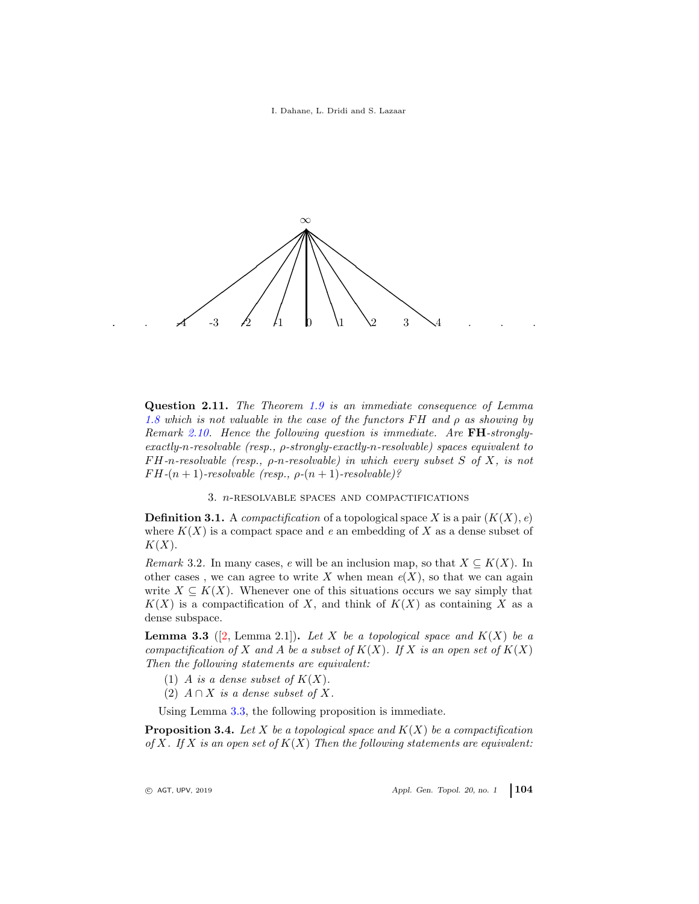**Question 2.11.** *The Theorem 1.9 is an immediate consequence of Lemma 1.8 which is not valuable in the case of the functors $FH$ and $\rho$ as showing by Remark 2.10. Hence the following question is immediate. Are* **FH**-*strongly-exactly-n-resolvable (resp., $\rho$-strongly-exactly-n-resolvable) spaces equivalent to $FH$-n-resolvable (resp., $\rho$-n-resolvable) in which every subset $S$ of $X$, is not $FH$-$(n+1)$-resolvable (resp., $\rho$-$(n+1)$-resolvable)?*

## 3. $n$-resolvable spaces and compactifications

**Definition 3.1.** A *compactification* of a topological space $X$ is a pair $(K(X), e)$ where $K(X)$ is a compact space and $e$ an embedding of $X$ as a dense subset of $K(X)$.

*Remark* 3.2. In many cases, $e$ will be an inclusion map, so that $X \subseteq K(X)$. In other cases , we can agree to write $X$ when mean $e(X)$, so that we can again write $X \subseteq K(X)$. Whenever one of this situations occurs we say simply that $K(X)$ is a compactification of $X$, and think of $K(X)$ as containing $X$ as a dense subspace.

**Lemma 3.3** ([2, Lemma 2.1])**.** *Let $X$ be a topological space and $K(X)$ be a compactification of $X$ and $A$ be a subset of $K(X)$. If $X$ is an open set of $K(X)$ Then the following statements are equivalent:*

1. *$A$ is a dense subset of $K(X)$.*
2. *$A \cap X$ is a dense subset of $X$.*

Using Lemma 3.3, the following proposition is immediate.

**Proposition 3.4.** *Let $X$ be a topological space and $K(X)$ be a compactification of $X$. If $X$ is an open set of $K(X)$ Then the following statements are equivalent:*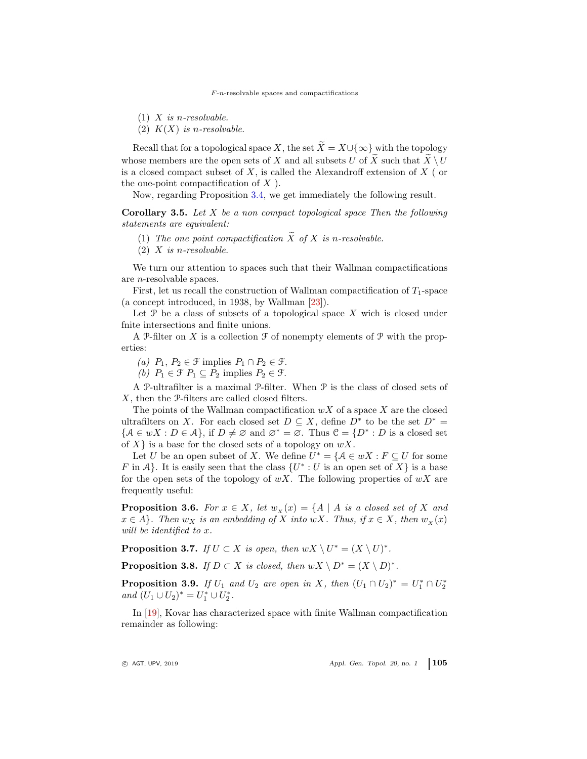(1) *$X$ is $n$-resolvable.*
(2) *$K(X)$ is $n$-resolvable.*

Recall that for a topological space $X$, the set $\widetilde{X} = X \cup \{\infty\}$ with the topology whose members are the open sets of $X$ and all subsets $U$ of $\widetilde{X}$ such that $\widetilde{X} \setminus U$ is a closed compact subset of $X$, is called the Alexandroff extension of $X$ ( or the one-point compactification of $X$ ).

Now, regarding Proposition 3.4, we get immediately the following result.

**Corollary 3.5.** *Let $X$ be a non compact topological space Then the following statements are equivalent:*

(1) *The one point compactification $\widetilde{X}$ of $X$ is $n$-resolvable.*
(2) *$X$ is $n$-resolvable.*

We turn our attention to spaces such that their Wallman compactifications are $n$-resolvable spaces.

First, let us recall the construction of Wallman compactification of $T_1$-space (a concept introduced, in 1938, by Wallman [23]).

Let $\mathcal{P}$ be a class of subsets of a topological space $X$ wich is closed under fnite intersections and finite unions.

A $\mathcal{P}$-filter on $X$ is a collection $\mathcal{F}$ of nonempty elements of $\mathcal{P}$ with the properties:

*(a)* $P_1$, $P_2 \in \mathcal{F}$ implies $P_1 \cap P_2 \in \mathcal{F}$.
*(b)* $P_1 \in \mathcal{F}$ $P_1 \subseteq P_2$ implies $P_2 \in \mathcal{F}$.

A $\mathcal{P}$-ultrafilter is a maximal $\mathcal{P}$-filter. When $\mathcal{P}$ is the class of closed sets of $X$, then the $\mathcal{P}$-filters are called closed filters.

The points of the Wallman compactification $wX$ of a space $X$ are the closed ultrafilters on $X$. For each closed set $D \subseteq X$, define $D^*$ to be the set $D^* = \{\mathcal{A} \in wX : D \in \mathcal{A}\}$, if $D \neq \varnothing$ and $\varnothing^* = \varnothing$. Thus $\mathcal{C} = \{D^* : D$ is a closed set of $X\}$ is a base for the closed sets of a topology on $wX$.

Let $U$ be an open subset of $X$. We define $U^* = \{\mathcal{A} \in wX : F \subseteq U$ for some $F$ in $\mathcal{A}\}$. It is easily seen that the class $\{U^* : U$ is an open set of $X\}$ is a base for the open sets of the topology of $wX$. The following properties of $wX$ are frequently useful:

**Proposition 3.6.** *For $x \in X$, let $w_X(x) = \{A \mid A$ is a closed set of $X$ and $x \in A\}$. Then $w_X$ is an embedding of $X$ into $wX$. Thus, if $x \in X$, then $w_X(x)$ will be identified to $x$.*

**Proposition 3.7.** *If $U \subset X$ is open, then $wX \setminus U^* = (X \setminus U)^*$.*

**Proposition 3.8.** *If $D \subset X$ is closed, then $wX \setminus D^* = (X \setminus D)^*$.*

**Proposition 3.9.** *If $U_1$ and $U_2$ are open in $X$, then $(U_1 \cap U_2)^* = U_1^* \cap U_2^*$ and $(U_1 \cup U_2)^* = U_1^* \cup U_2^*$.*

In [19], Kovar has characterized space with finite Wallman compactification remainder as following: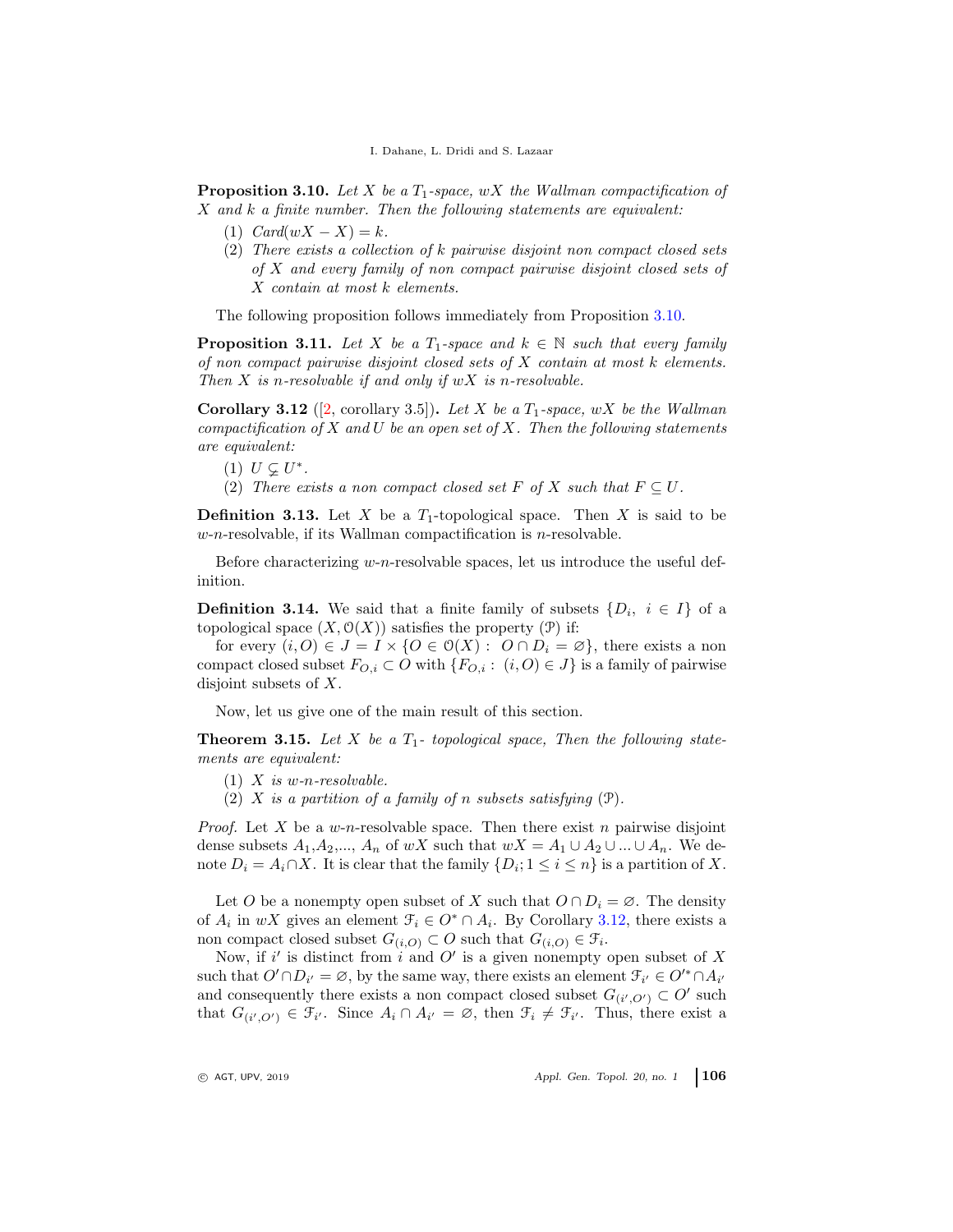**Proposition 3.10.** *Let $X$ be a $T_1$-space, $wX$ the Wallman compactification of $X$ and $k$ a finite number. Then the following statements are equivalent:*

1. *$Card(wX - X) = k$.*
2. *There exists a collection of $k$ pairwise disjoint non compact closed sets of $X$ and every family of non compact pairwise disjoint closed sets of $X$ contain at most $k$ elements.*

The following proposition follows immediately from Proposition 3.10.

**Proposition 3.11.** *Let $X$ be a $T_1$-space and $k \in \mathbb{N}$ such that every family of non compact pairwise disjoint closed sets of $X$ contain at most $k$ elements. Then $X$ is $n$-resolvable if and only if $wX$ is $n$-resolvable.*

**Corollary 3.12** ([2, corollary 3.5])**.** *Let $X$ be a $T_1$-space, $wX$ be the Wallman compactification of $X$ and $U$ be an open set of $X$. Then the following statements are equivalent:*

1. *$U \subsetneq U^*$.*
2. *There exists a non compact closed set $F$ of $X$ such that $F \subseteq U$.*

**Definition 3.13.** Let $X$ be a $T_1$-topological space. Then $X$ is said to be *w-n*-resolvable, if its Wallman compactification is $n$-resolvable.

Before characterizing *w-n*-resolvable spaces, let us introduce the useful definition.

**Definition 3.14.** We said that a finite family of subsets $\{D_i,\ i \in I\}$ of a topological space $(X, \mathcal{O}(X))$ satisfies the property $(\mathcal{P})$ if:

for every $(i, O) \in J = I \times \{O \in \mathcal{O}(X) :\ O \cap D_i = \varnothing\}$, there exists a non compact closed subset $F_{O,i} \subset O$ with $\{F_{O,i} :\ (i, O) \in J\}$ is a family of pairwise disjoint subsets of $X$.

Now, let us give one of the main result of this section.

**Theorem 3.15.** *Let $X$ be a $T_1$- topological space, Then the following statements are equivalent:*

1. *$X$ is w-n-resolvable.*
2. *$X$ is a partition of a family of $n$ subsets satisfying $(\mathcal{P})$.*

*Proof.* Let $X$ be a *w-n*-resolvable space. Then there exist $n$ pairwise disjoint dense subsets $A_1$,$A_2$,..., $A_n$ of $wX$ such that $wX = A_1 \cup A_2 \cup ... \cup A_n$. We denote $D_i = A_i \cap X$. It is clear that the family $\{D_i; 1 \leq i \leq n\}$ is a partition of $X$.

Let $O$ be a nonempty open subset of $X$ such that $O \cap D_i = \varnothing$. The density of $A_i$ in $wX$ gives an element $\mathcal{F}_i \in O^* \cap A_i$. By Corollary 3.12, there exists a non compact closed subset $G_{(i,O)} \subset O$ such that $G_{(i,O)} \in \mathcal{F}_i$.

Now, if $i'$ is distinct from $i$ and $O'$ is a given nonempty open subset of $X$ such that $O' \cap D_{i'} = \varnothing$, by the same way, there exists an element $\mathcal{F}_{i'} \in O'^* \cap A_{i'}$ and consequently there exists a non compact closed subset $G_{(i',O')} \subset O'$ such that $G_{(i',O')} \in \mathcal{F}_{i'}$. Since $A_i \cap A_{i'} = \varnothing$, then $\mathcal{F}_i \neq \mathcal{F}_{i'}$. Thus, there exist a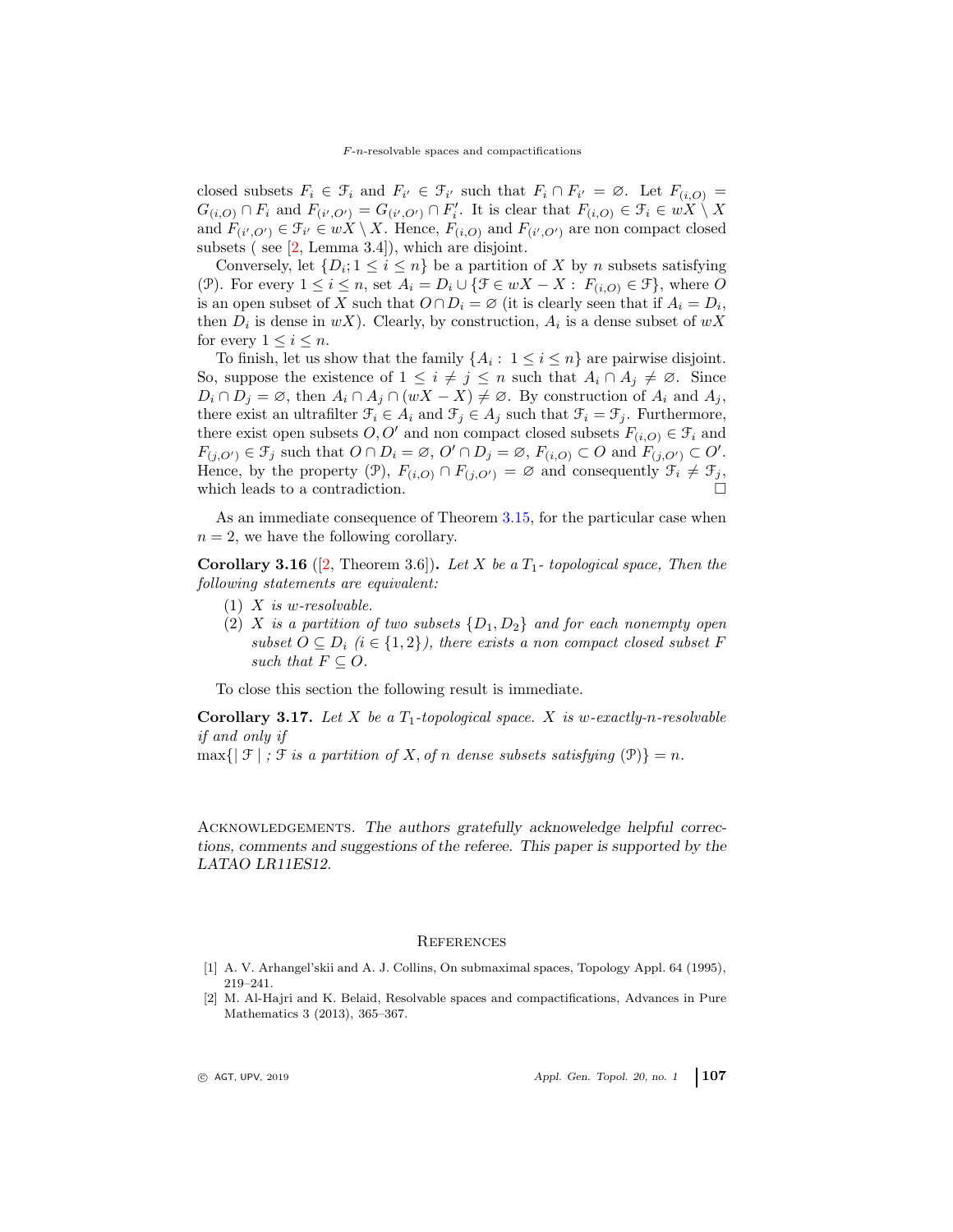closed subsets $F_i \in \mathcal{F}_i$ and $F_{i'} \in \mathcal{F}_{i'}$ such that $F_i \cap F_{i'} = \varnothing$. Let $F_{(i,O)} = G_{(i,O)} \cap F_i$ and $F_{(i',O')} = G_{(i',O')} \cap F'_i$. It is clear that $F_{(i,O)} \in \mathcal{F}_i \in wX \setminus X$ and $F_{(i',O')} \in \mathcal{F}_{i'} \in wX \setminus X$. Hence, $F_{(i,O)}$ and $F_{(i',O')}$ are non compact closed subsets ( see [2, Lemma 3.4]), which are disjoint.

Conversely, let $\{D_i; 1 \leq i \leq n\}$ be a partition of $X$ by $n$ subsets satisfying $(\mathcal{P})$. For every $1 \leq i \leq n$, set $A_i = D_i \cup \{\mathcal{F} \in wX - X : \ F_{(i,O)} \in \mathcal{F}\}$, where $O$ is an open subset of $X$ such that $O \cap D_i = \varnothing$ (it is clearly seen that if $A_i = D_i$, then $D_i$ is dense in $wX$). Clearly, by construction, $A_i$ is a dense subset of $wX$ for every $1 \leq i \leq n$.

To finish, let us show that the family $\{A_i : \ 1 \leq i \leq n\}$ are pairwise disjoint. So, suppose the existence of $1 \leq i \neq j \leq n$ such that $A_i \cap A_j \neq \varnothing$. Since $D_i \cap D_j = \varnothing$, then $A_i \cap A_j \cap (wX - X) \neq \varnothing$. By construction of $A_i$ and $A_j$, there exist an ultrafilter $\mathcal{F}_i \in A_i$ and $\mathcal{F}_j \in A_j$ such that $\mathcal{F}_i = \mathcal{F}_j$. Furthermore, there exist open subsets $O, O'$ and non compact closed subsets $F_{(i,O)} \in \mathcal{F}_i$ and $F_{(j,O')} \in \mathcal{F}_j$ such that $O \cap D_i = \varnothing$, $O' \cap D_j = \varnothing$, $F_{(i,O)} \subset O$ and $F_{(j,O')} \subset O'$. Hence, by the property $(\mathcal{P})$, $F_{(i,O)} \cap F_{(j,O')} = \varnothing$ and consequently $\mathcal{F}_i \neq \mathcal{F}_j$, which leads to a contradiction. □

As an immediate consequence of Theorem 3.15, for the particular case when $n = 2$, we have the following corollary.

**Corollary 3.16** ([2, Theorem 3.6])**.** *Let $X$ be a $T_1$- topological space, Then the following statements are equivalent:*

1. *$X$ is $w$-resolvable.*
2. *$X$ is a partition of two subsets $\{D_1, D_2\}$ and for each nonempty open subset $O \subseteq D_i$ ($i \in \{1, 2\}$), there exists a non compact closed subset $F$ such that $F \subseteq O$.*

To close this section the following result is immediate.

**Corollary 3.17.** *Let $X$ be a $T_1$-topological space. $X$ is $w$-exactly-$n$-resolvable if and only if*
$\max\{| \mathcal{F} |$ *; $\mathcal{F}$ is a partition of $X$, of $n$ dense subsets satisfying $(\mathcal{P})\} = n$.*

Acknowledgements. *The authors gratefully acknoweledge helpful corrections, comments and suggestions of the referee. This paper is supported by the LATAO LR11ES12.*

## References

[1] A. V. Arhangel'skii and A. J. Collins, On submaximal spaces, Topology Appl. 64 (1995), 219–241.

[2] M. Al-Hajri and K. Belaid, Resolvable spaces and compactifications, Advances in Pure Mathematics 3 (2013), 365–367.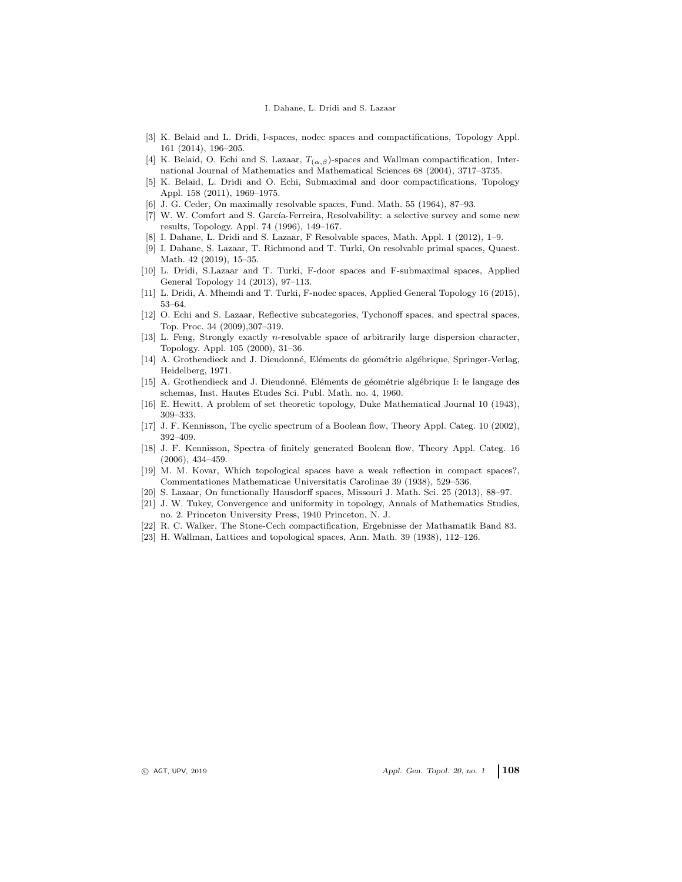[3] K. Belaid and L. Dridi, I-spaces, nodec spaces and compactifications, Topology Appl. 161 (2014), 196–205.

[4] K. Belaid, O. Echi and S. Lazaar, $T_{(\alpha,\beta)}$-spaces and Wallman compactification, International Journal of Mathematics and Mathematical Sciences 68 (2004), 3717–3735.

[5] K. Belaid, L. Dridi and O. Echi, Submaximal and door compactifications, Topology Appl. 158 (2011), 1969–1975.

[6] J. G. Ceder, On maximally resolvable spaces, Fund. Math. 55 (1964), 87–93.

[7] W. W. Comfort and S. García-Ferreira, Resolvability: a selective survey and some new results, Topology. Appl. 74 (1996), 149–167.

[8] I. Dahane, L. Dridi and S. Lazaar, F Resolvable spaces, Math. Appl. 1 (2012), 1–9.

[9] I. Dahane, S. Lazaar, T. Richmond and T. Turki, On resolvable primal spaces, Quaest. Math. 42 (2019), 15–35.

[10] L. Dridi, S.Lazaar and T. Turki, F-door spaces and F-submaximal spaces, Applied General Topology 14 (2013), 97–113.

[11] L. Dridi, A. Mhemdi and T. Turki, F-nodec spaces, Applied General Topology 16 (2015), 53–64.

[12] O. Echi and S. Lazaar, Reflective subcategories, Tychonoff spaces, and spectral spaces, Top. Proc. 34 (2009),307–319.

[13] L. Feng, Strongly exactly $n$-resolvable space of arbitrarily large dispersion character, Topology. Appl. 105 (2000), 31–36.

[14] A. Grothendieck and J. Dieudonné, Eléments de géométrie algébrique, Springer-Verlag, Heidelberg, 1971.

[15] A. Grothendieck and J. Dieudonné, Eléments de géométrie algébrique I: le langage des schemas, Inst. Hautes Etudes Sci. Publ. Math. no. 4, 1960.

[16] E. Hewitt, A problem of set theoretic topology, Duke Mathematical Journal 10 (1943), 309–333.

[17] J. F. Kennisson, The cyclic spectrum of a Boolean flow, Theory Appl. Categ. 10 (2002), 392–409.

[18] J. F. Kennisson, Spectra of finitely generated Boolean flow, Theory Appl. Categ. 16 (2006), 434–459.

[19] M. M. Kovar, Which topological spaces have a weak reflection in compact spaces?, Commentationes Mathematicae Universitatis Carolinae 39 (1938), 529–536.

[20] S. Lazaar, On functionally Hausdorff spaces, Missouri J. Math. Sci. 25 (2013), 88–97.

[21] J. W. Tukey, Convergence and uniformity in topology, Annals of Mathematics Studies, no. 2. Princeton University Press, 1940 Princeton, N. J.

[22] R. C. Walker, The Stone-Cech compactification, Ergebnisse der Mathamatik Band 83.

[23] H. Wallman, Lattices and topological spaces, Ann. Math. 39 (1938), 112–126.